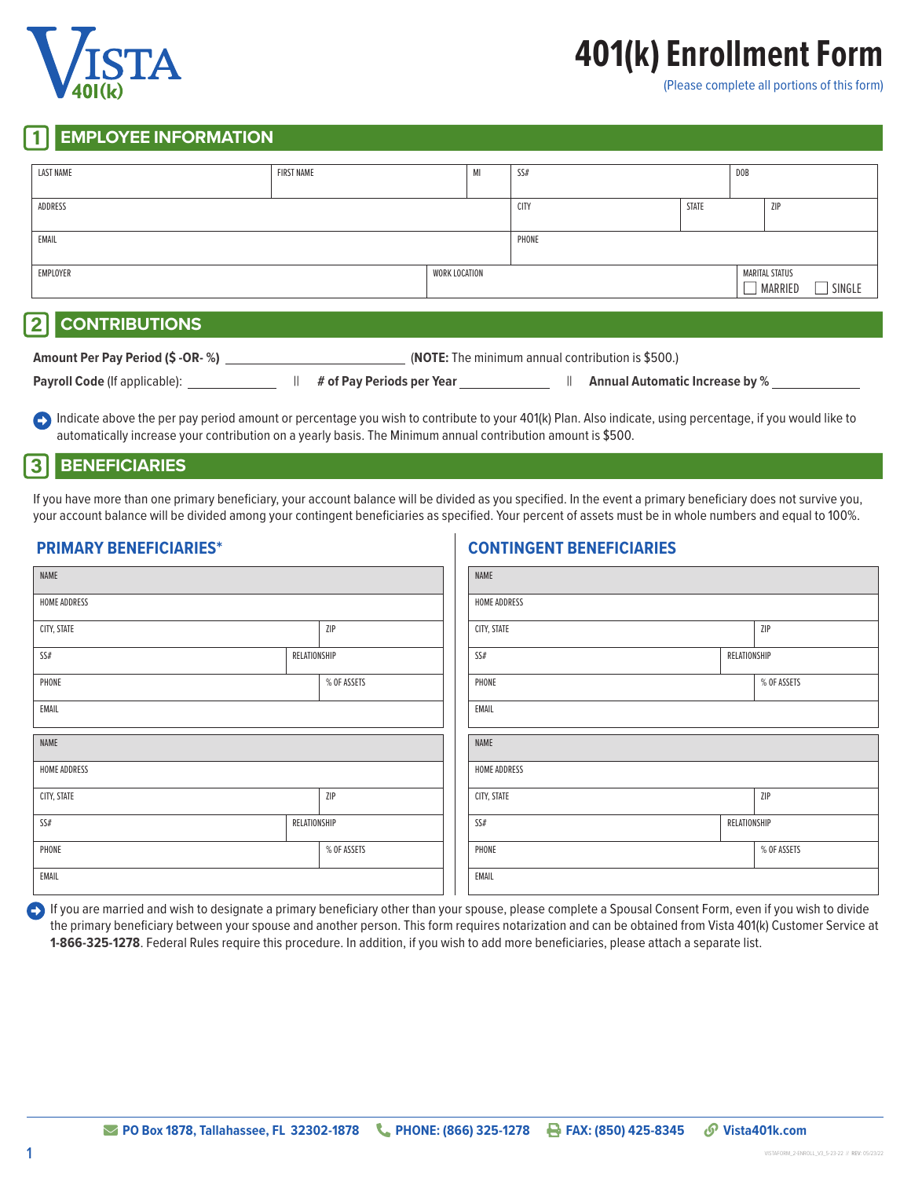VISTA 401(k)

# 401(k) Enrollment Form

(Please complete all portions of this form)

## 1 EMPLOYEE INFORMATION

| LAST NAME | FIRST NAME | MI | SS# | DOB |
|---|---|---|---|---|
| ADDRESS | | | CITY | STATE / ZIP |
| EMAIL | | | PHONE | |
| EMPLOYER | WORK LOCATION | | | MARITAL STATUS ☐ MARRIED ☐ SINGLE |

## 2 CONTRIBUTIONS

**Amount Per Pay Period ($ -OR- %)** ____________________ (**NOTE:** The minimum annual contribution is $500.)

**Payroll Code** (If applicable): __________ || **# of Pay Periods per Year** __________ || **Annual Automatic Increase by %** __________

➜ Indicate above the per pay period amount or percentage you wish to contribute to your 401(k) Plan. Also indicate, using percentage, if you would like to automatically increase your contribution on a yearly basis. The Minimum annual contribution amount is $500.

## 3 BENEFICIARIES

If you have more than one primary beneficiary, your account balance will be divided as you specified. In the event a primary beneficiary does not survive you, your account balance will be divided among your contingent beneficiaries as specified. Your percent of assets must be in whole numbers and equal to 100%.

### PRIMARY BENEFICIARIES*

| NAME | |
|---|---|
| HOME ADDRESS | |
| CITY, STATE | ZIP |
| SS# | RELATIONSHIP |
| PHONE | % OF ASSETS |
| EMAIL | |

| NAME | |
|---|---|
| HOME ADDRESS | |
| CITY, STATE | ZIP |
| SS# | RELATIONSHIP |
| PHONE | % OF ASSETS |
| EMAIL | |

### CONTINGENT BENEFICIARIES

| NAME | |
|---|---|
| HOME ADDRESS | |
| CITY, STATE | ZIP |
| SS# | RELATIONSHIP |
| PHONE | % OF ASSETS |
| EMAIL | |

| NAME | |
|---|---|
| HOME ADDRESS | |
| CITY, STATE | ZIP |
| SS# | RELATIONSHIP |
| PHONE | % OF ASSETS |
| EMAIL | |

➜ If you are married and wish to designate a primary beneficiary other than your spouse, please complete a Spousal Consent Form, even if you wish to divide the primary beneficiary between your spouse and another person. This form requires notarization and can be obtained from Vista 401(k) Customer Service at **1-866-325-1278**. Federal Rules require this procedure. In addition, if you wish to add more beneficiaries, please attach a separate list.

**PO Box 1878, Tallahassee, FL 32302-1878** | **PHONE: (866) 325-1278** | **FAX: (850) 425-8345** | **Vista401k.com**

VISTAFORM_2-ENROLL_V3_5-23-22 // REV: 05/23/22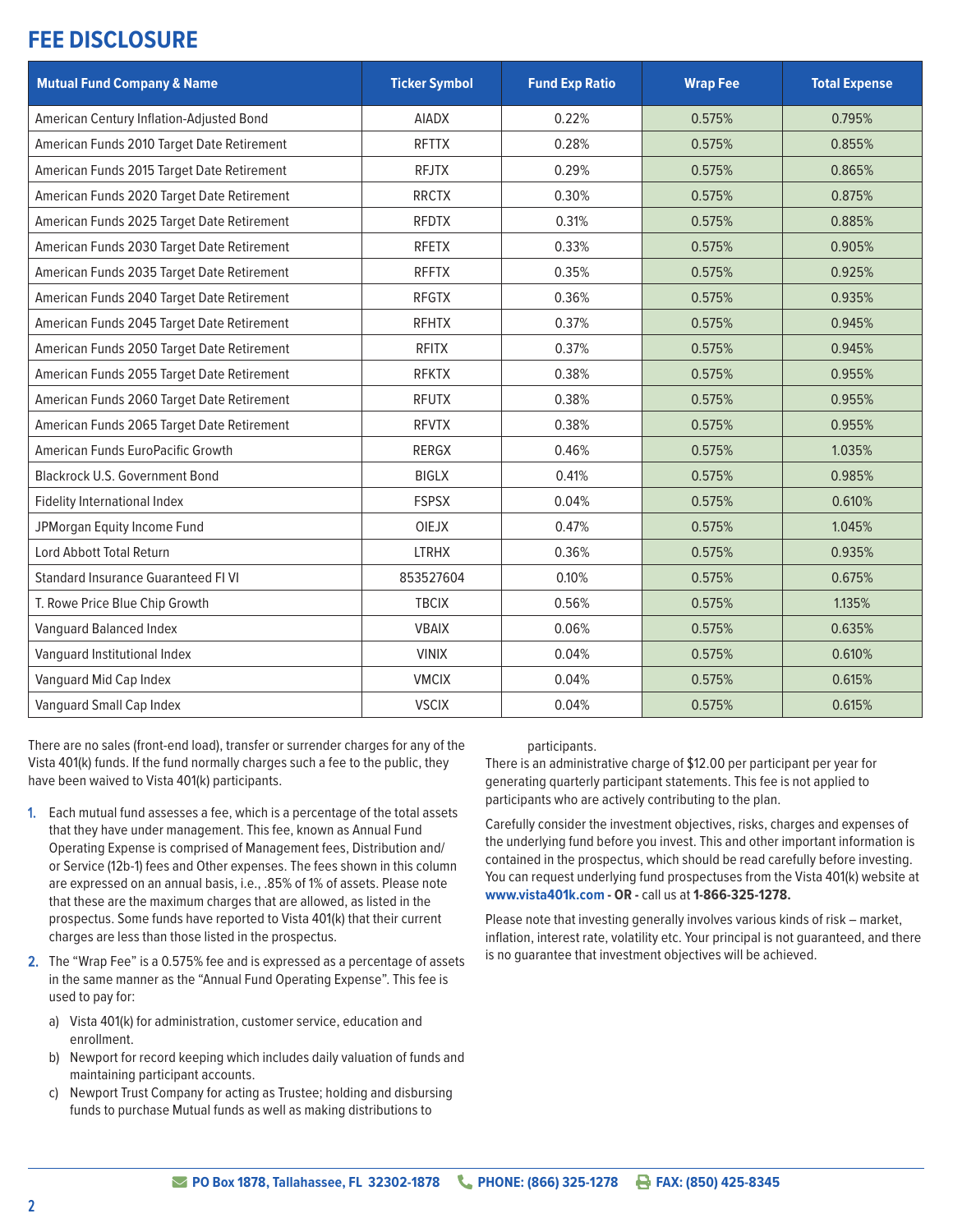# FEE DISCLOSURE

| Mutual Fund Company & Name | Ticker Symbol | Fund Exp Ratio | Wrap Fee | Total Expense |
|---|---|---|---|---|
| American Century Inflation-Adjusted Bond | AIADX | 0.22% | 0.575% | 0.795% |
| American Funds 2010 Target Date Retirement | RFTTX | 0.28% | 0.575% | 0.855% |
| American Funds 2015 Target Date Retirement | RFJTX | 0.29% | 0.575% | 0.865% |
| American Funds 2020 Target Date Retirement | RRCTX | 0.30% | 0.575% | 0.875% |
| American Funds 2025 Target Date Retirement | RFDTX | 0.31% | 0.575% | 0.885% |
| American Funds 2030 Target Date Retirement | RFETX | 0.33% | 0.575% | 0.905% |
| American Funds 2035 Target Date Retirement | RFFTX | 0.35% | 0.575% | 0.925% |
| American Funds 2040 Target Date Retirement | RFGTX | 0.36% | 0.575% | 0.935% |
| American Funds 2045 Target Date Retirement | RFHTX | 0.37% | 0.575% | 0.945% |
| American Funds 2050 Target Date Retirement | RFITX | 0.37% | 0.575% | 0.945% |
| American Funds 2055 Target Date Retirement | RFKTX | 0.38% | 0.575% | 0.955% |
| American Funds 2060 Target Date Retirement | RFUTX | 0.38% | 0.575% | 0.955% |
| American Funds 2065 Target Date Retirement | RFVTX | 0.38% | 0.575% | 0.955% |
| American Funds EuroPacific Growth | RERGX | 0.46% | 0.575% | 1.035% |
| Blackrock U.S. Government Bond | BIGLX | 0.41% | 0.575% | 0.985% |
| Fidelity International Index | FSPSX | 0.04% | 0.575% | 0.610% |
| JPMorgan Equity Income Fund | OIEJX | 0.47% | 0.575% | 1.045% |
| Lord Abbott Total Return | LTRHX | 0.36% | 0.575% | 0.935% |
| Standard Insurance Guaranteed FI VI | 853527604 | 0.10% | 0.575% | 0.675% |
| T. Rowe Price Blue Chip Growth | TBCIX | 0.56% | 0.575% | 1.135% |
| Vanguard Balanced Index | VBAIX | 0.06% | 0.575% | 0.635% |
| Vanguard Institutional Index | VINIX | 0.04% | 0.575% | 0.610% |
| Vanguard Mid Cap Index | VMCIX | 0.04% | 0.575% | 0.615% |
| Vanguard Small Cap Index | VSCIX | 0.04% | 0.575% | 0.615% |

There are no sales (front-end load), transfer or surrender charges for any of the Vista 401(k) funds. If the fund normally charges such a fee to the public, they have been waived to Vista 401(k) participants.

1. Each mutual fund assesses a fee, which is a percentage of the total assets that they have under management. This fee, known as Annual Fund Operating Expense is comprised of Management fees, Distribution and/or Service (12b-1) fees and Other expenses. The fees shown in this column are expressed on an annual basis, i.e., .85% of 1% of assets. Please note that these are the maximum charges that are allowed, as listed in the prospectus. Some funds have reported to Vista 401(k) that their current charges are less than those listed in the prospectus.
2. The "Wrap Fee" is a 0.575% fee and is expressed as a percentage of assets in the same manner as the "Annual Fund Operating Expense". This fee is used to pay for:
   a) Vista 401(k) for administration, customer service, education and enrollment.
   b) Newport for record keeping which includes daily valuation of funds and maintaining participant accounts.
   c) Newport Trust Company for acting as Trustee; holding and disbursing funds to purchase Mutual funds as well as making distributions to participants.

There is an administrative charge of $12.00 per participant per year for generating quarterly participant statements. This fee is not applied to participants who are actively contributing to the plan.

Carefully consider the investment objectives, risks, charges and expenses of the underlying fund before you invest. This and other important information is contained in the prospectus, which should be read carefully before investing. You can request underlying fund prospectuses from the Vista 401(k) website at **www.vista401k.com** - **OR** - call us at **1-866-325-1278.**

Please note that investing generally involves various kinds of risk – market, inflation, interest rate, volatility etc. Your principal is not guaranteed, and there is no guarantee that investment objectives will be achieved.

**PO Box 1878, Tallahassee, FL 32302-1878** **PHONE: (866) 325-1278** **FAX: (850) 425-8345**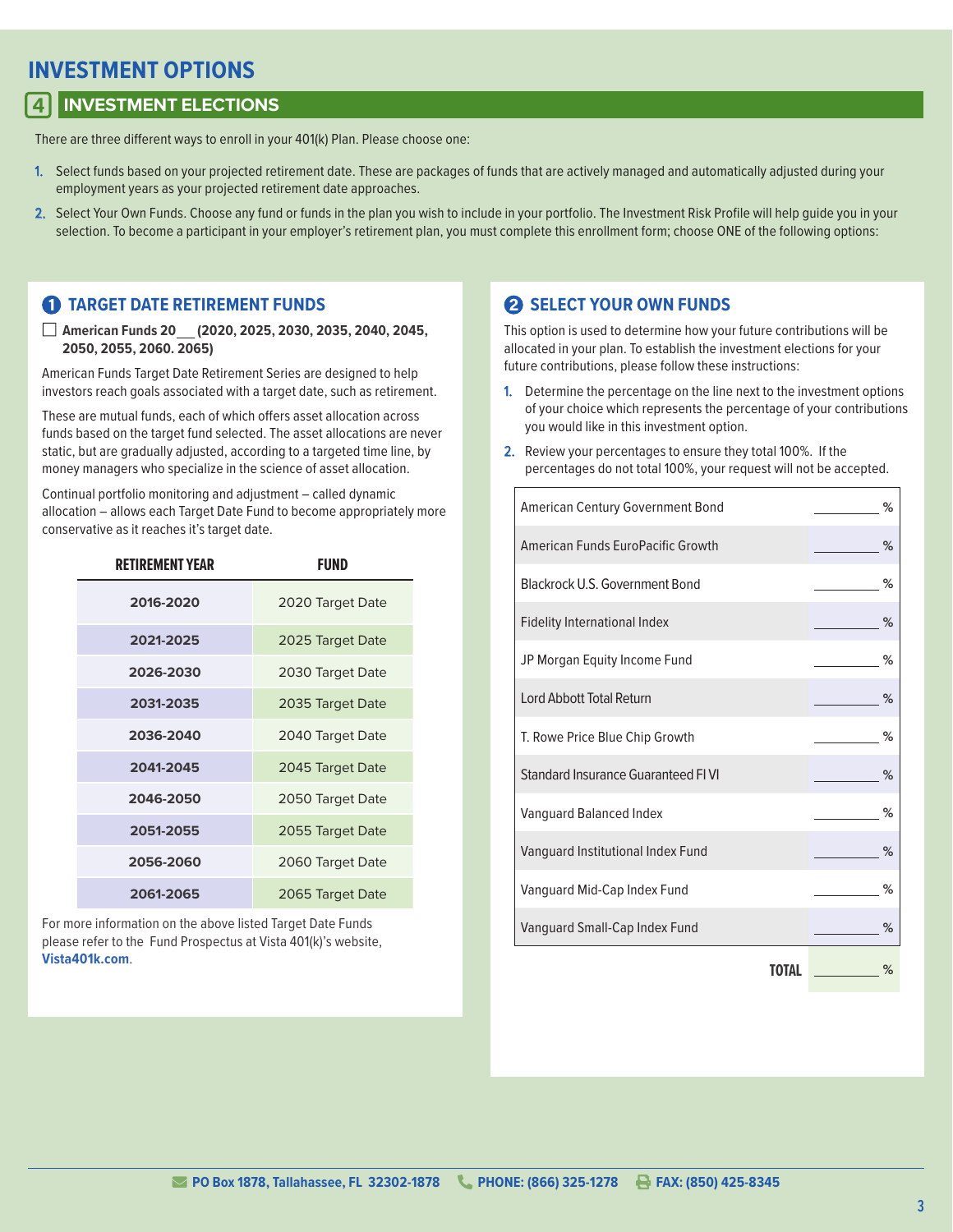# INVESTMENT OPTIONS

## 4 INVESTMENT ELECTIONS

There are three different ways to enroll in your 401(k) Plan. Please choose one:

1. Select funds based on your projected retirement date. These are packages of funds that are actively managed and automatically adjusted during your employment years as your projected retirement date approaches.
2. Select Your Own Funds. Choose any fund or funds in the plan you wish to include in your portfolio. The Investment Risk Profile will help guide you in your selection. To become a participant in your employer's retirement plan, you must complete this enrollment form; choose ONE of the following options:

### 1 TARGET DATE RETIREMENT FUNDS

☐ **American Funds 20\_\_ (2020, 2025, 2030, 2035, 2040, 2045, 2050, 2055, 2060. 2065)**

American Funds Target Date Retirement Series are designed to help investors reach goals associated with a target date, such as retirement.

These are mutual funds, each of which offers asset allocation across funds based on the target fund selected. The asset allocations are never static, but are gradually adjusted, according to a targeted time line, by money managers who specialize in the science of asset allocation.

Continual portfolio monitoring and adjustment – called dynamic allocation – allows each Target Date Fund to become appropriately more conservative as it reaches it's target date.

| RETIREMENT YEAR | FUND |
|---|---|
| 2016-2020 | 2020 Target Date |
| 2021-2025 | 2025 Target Date |
| 2026-2030 | 2030 Target Date |
| 2031-2035 | 2035 Target Date |
| 2036-2040 | 2040 Target Date |
| 2041-2045 | 2045 Target Date |
| 2046-2050 | 2050 Target Date |
| 2051-2055 | 2055 Target Date |
| 2056-2060 | 2060 Target Date |
| 2061-2065 | 2065 Target Date |

For more information on the above listed Target Date Funds please refer to the Fund Prospectus at Vista 401(k)'s website, **Vista401k.com**.

### 2 SELECT YOUR OWN FUNDS

This option is used to determine how your future contributions will be allocated in your plan. To establish the investment elections for your future contributions, please follow these instructions:

1. Determine the percentage on the line next to the investment options of your choice which represents the percentage of your contributions you would like in this investment option.
2. Review your percentages to ensure they total 100%. If the percentages do not total 100%, your request will not be accepted.

| Fund | % |
|---|---|
| American Century Government Bond | \_\_\_\_\_\_ % |
| American Funds EuroPacific Growth | \_\_\_\_\_\_ % |
| Blackrock U.S. Government Bond | \_\_\_\_\_\_ % |
| Fidelity International Index | \_\_\_\_\_\_ % |
| JP Morgan Equity Income Fund | \_\_\_\_\_\_ % |
| Lord Abbott Total Return | \_\_\_\_\_\_ % |
| T. Rowe Price Blue Chip Growth | \_\_\_\_\_\_ % |
| Standard Insurance Guaranteed FI VI | \_\_\_\_\_\_ % |
| Vanguard Balanced Index | \_\_\_\_\_\_ % |
| Vanguard Institutional Index Fund | \_\_\_\_\_\_ % |
| Vanguard Mid-Cap Index Fund | \_\_\_\_\_\_ % |
| Vanguard Small-Cap Index Fund | \_\_\_\_\_\_ % |
| **TOTAL** | \_\_\_\_\_\_ % |

PO Box 1878, Tallahassee, FL 32302-1878 PHONE: (866) 325-1278 FAX: (850) 425-8345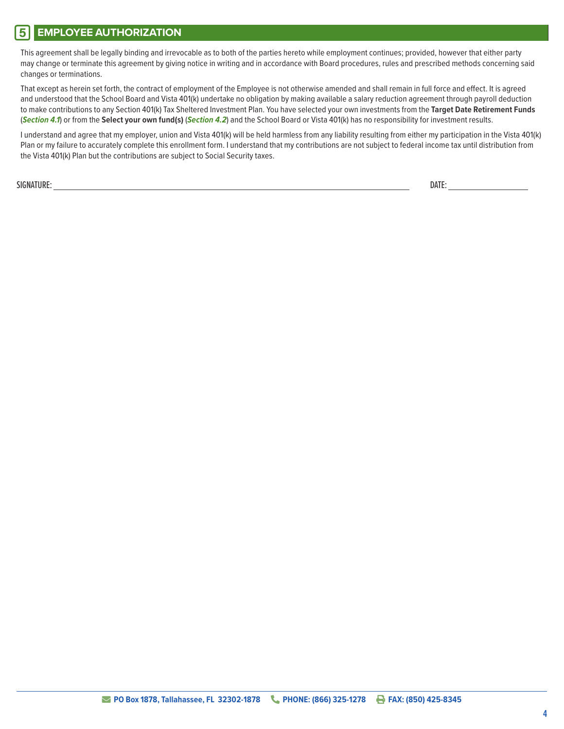## 5 EMPLOYEE AUTHORIZATION

This agreement shall be legally binding and irrevocable as to both of the parties hereto while employment continues; provided, however that either party may change or terminate this agreement by giving notice in writing and in accordance with Board procedures, rules and prescribed methods concerning said changes or terminations.

That except as herein set forth, the contract of employment of the Employee is not otherwise amended and shall remain in full force and effect. It is agreed and understood that the School Board and Vista 401(k) undertake no obligation by making available a salary reduction agreement through payroll deduction to make contributions to any Section 401(k) Tax Sheltered Investment Plan. You have selected your own investments from the **Target Date Retirement Funds** (***Section 4.1***) or from the **Select your own fund(s)** (***Section 4.2***) and the School Board or Vista 401(k) has no responsibility for investment results.

I understand and agree that my employer, union and Vista 401(k) will be held harmless from any liability resulting from either my participation in the Vista 401(k) Plan or my failure to accurately complete this enrollment form. I understand that my contributions are not subject to federal income tax until distribution from the Vista 401(k) Plan but the contributions are subject to Social Security taxes.

SIGNATURE: ______________________________ DATE: ______________

**PO Box 1878, Tallahassee, FL 32302-1878** **PHONE: (866) 325-1278** **FAX: (850) 425-8345**